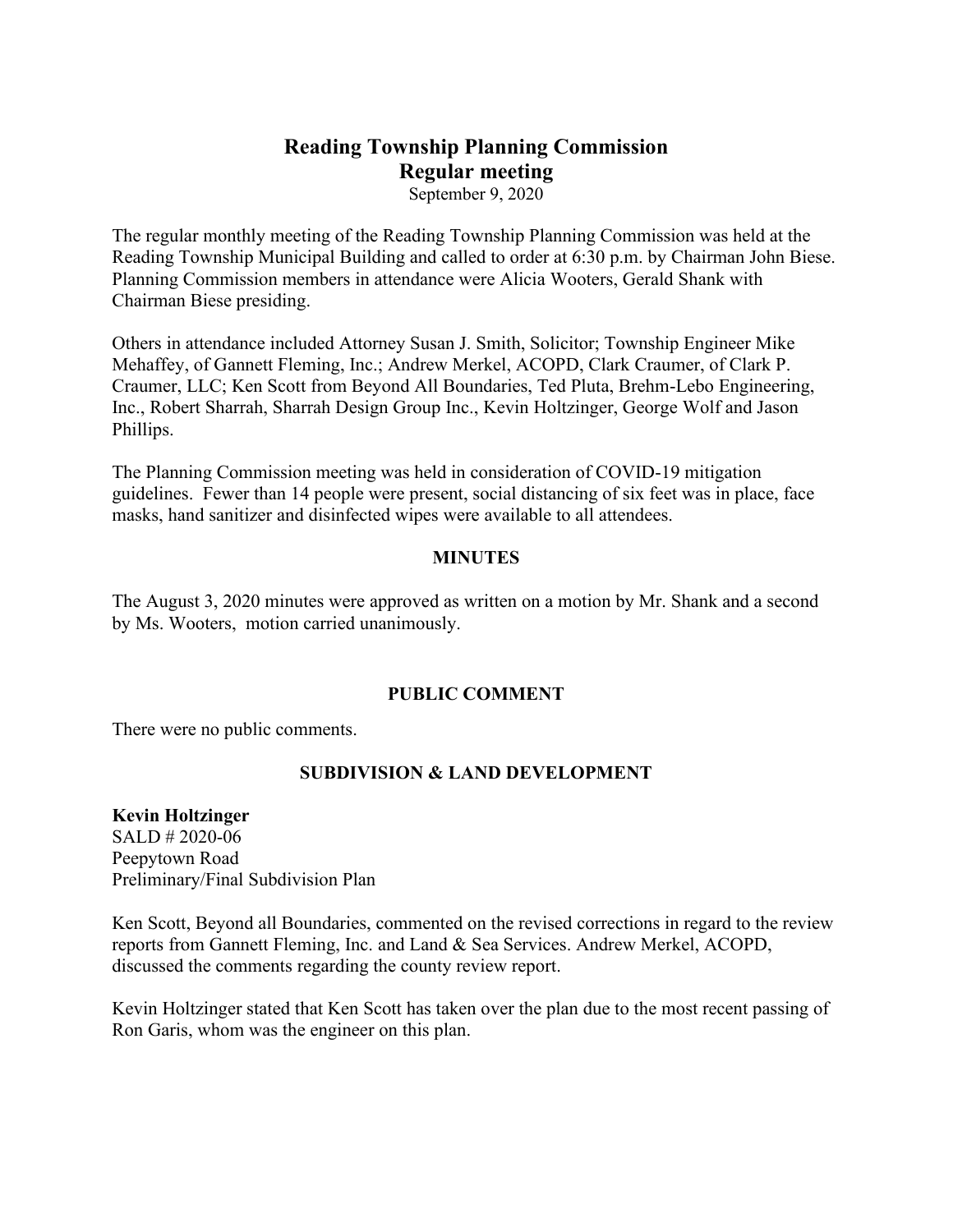# Reading Township Planning Commission
## Regular meeting

September 9, 2020

The regular monthly meeting of the Reading Township Planning Commission was held at the Reading Township Municipal Building and called to order at 6:30 p.m. by Chairman John Biese. Planning Commission members in attendance were Alicia Wooters, Gerald Shank with Chairman Biese presiding.

Others in attendance included Attorney Susan J. Smith, Solicitor; Township Engineer Mike Mehaffey, of Gannett Fleming, Inc.; Andrew Merkel, ACOPD, Clark Craumer, of Clark P. Craumer, LLC; Ken Scott from Beyond All Boundaries, Ted Pluta, Brehm-Lebo Engineering, Inc., Robert Sharrah, Sharrah Design Group Inc., Kevin Holtzinger, George Wolf and Jason Phillips.

The Planning Commission meeting was held in consideration of COVID-19 mitigation guidelines. Fewer than 14 people were present, social distancing of six feet was in place, face masks, hand sanitizer and disinfected wipes were available to all attendees.

### MINUTES

The August 3, 2020 minutes were approved as written on a motion by Mr. Shank and a second by Ms. Wooters, motion carried unanimously.

### PUBLIC COMMENT

There were no public comments.

### SUBDIVISION & LAND DEVELOPMENT

**Kevin Holtzinger**
SALD # 2020-06
Peepytown Road
Preliminary/Final Subdivision Plan

Ken Scott, Beyond all Boundaries, commented on the revised corrections in regard to the review reports from Gannett Fleming, Inc. and Land & Sea Services. Andrew Merkel, ACOPD, discussed the comments regarding the county review report.

Kevin Holtzinger stated that Ken Scott has taken over the plan due to the most recent passing of Ron Garis, whom was the engineer on this plan.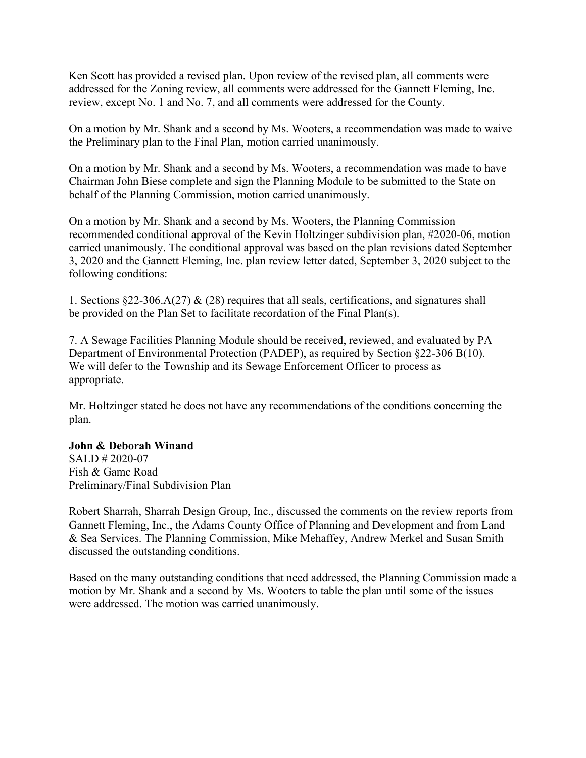Ken Scott has provided a revised plan. Upon review of the revised plan, all comments were addressed for the Zoning review, all comments were addressed for the Gannett Fleming, Inc. review, except No. 1 and No. 7, and all comments were addressed for the County.

On a motion by Mr. Shank and a second by Ms. Wooters, a recommendation was made to waive the Preliminary plan to the Final Plan, motion carried unanimously.

On a motion by Mr. Shank and a second by Ms. Wooters, a recommendation was made to have Chairman John Biese complete and sign the Planning Module to be submitted to the State on behalf of the Planning Commission, motion carried unanimously.

On a motion by Mr. Shank and a second by Ms. Wooters, the Planning Commission recommended conditional approval of the Kevin Holtzinger subdivision plan, #2020-06, motion carried unanimously. The conditional approval was based on the plan revisions dated September 3, 2020 and the Gannett Fleming, Inc. plan review letter dated, September 3, 2020 subject to the following conditions:

1. Sections §22-306.A(27) & (28) requires that all seals, certifications, and signatures shall be provided on the Plan Set to facilitate recordation of the Final Plan(s).

7. A Sewage Facilities Planning Module should be received, reviewed, and evaluated by PA Department of Environmental Protection (PADEP), as required by Section §22-306 B(10). We will defer to the Township and its Sewage Enforcement Officer to process as appropriate.

Mr. Holtzinger stated he does not have any recommendations of the conditions concerning the plan.

**John & Deborah Winand**
SALD # 2020-07
Fish & Game Road
Preliminary/Final Subdivision Plan

Robert Sharrah, Sharrah Design Group, Inc., discussed the comments on the review reports from Gannett Fleming, Inc., the Adams County Office of Planning and Development and from Land & Sea Services. The Planning Commission, Mike Mehaffey, Andrew Merkel and Susan Smith discussed the outstanding conditions.

Based on the many outstanding conditions that need addressed, the Planning Commission made a motion by Mr. Shank and a second by Ms. Wooters to table the plan until some of the issues were addressed. The motion was carried unanimously.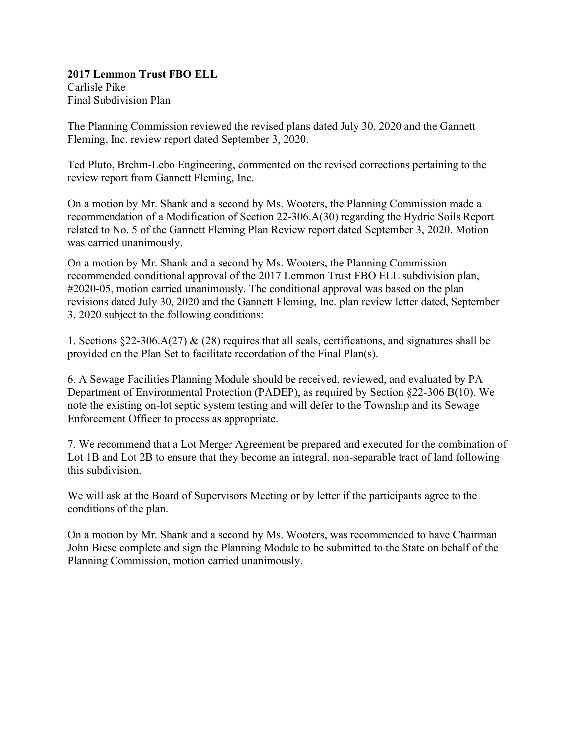**2017 Lemmon Trust FBO ELL**
Carlisle Pike
Final Subdivision Plan

The Planning Commission reviewed the revised plans dated July 30, 2020 and the Gannett Fleming, Inc. review report dated September 3, 2020.

Ted Pluto, Brehm-Lebo Engineering, commented on the revised corrections pertaining to the review report from Gannett Fleming, Inc.

On a motion by Mr. Shank and a second by Ms. Wooters, the Planning Commission made a recommendation of a Modification of Section 22-306.A(30) regarding the Hydric Soils Report related to No. 5 of the Gannett Fleming Plan Review report dated September 3, 2020. Motion was carried unanimously.

On a motion by Mr. Shank and a second by Ms. Wooters, the Planning Commission recommended conditional approval of the 2017 Lemmon Trust FBO ELL subdivision plan, #2020-05, motion carried unanimously. The conditional approval was based on the plan revisions dated July 30, 2020 and the Gannett Fleming, Inc. plan review letter dated, September 3, 2020 subject to the following conditions:

1. Sections §22-306.A(27) & (28) requires that all seals, certifications, and signatures shall be provided on the Plan Set to facilitate recordation of the Final Plan(s).

6. A Sewage Facilities Planning Module should be received, reviewed, and evaluated by PA Department of Environmental Protection (PADEP), as required by Section §22-306 B(10). We note the existing on-lot septic system testing and will defer to the Township and its Sewage Enforcement Officer to process as appropriate.

7. We recommend that a Lot Merger Agreement be prepared and executed for the combination of Lot 1B and Lot 2B to ensure that they become an integral, non-separable tract of land following this subdivision.

We will ask at the Board of Supervisors Meeting or by letter if the participants agree to the conditions of the plan.

On a motion by Mr. Shank and a second by Ms. Wooters, was recommended to have Chairman John Biese complete and sign the Planning Module to be submitted to the State on behalf of the Planning Commission, motion carried unanimously.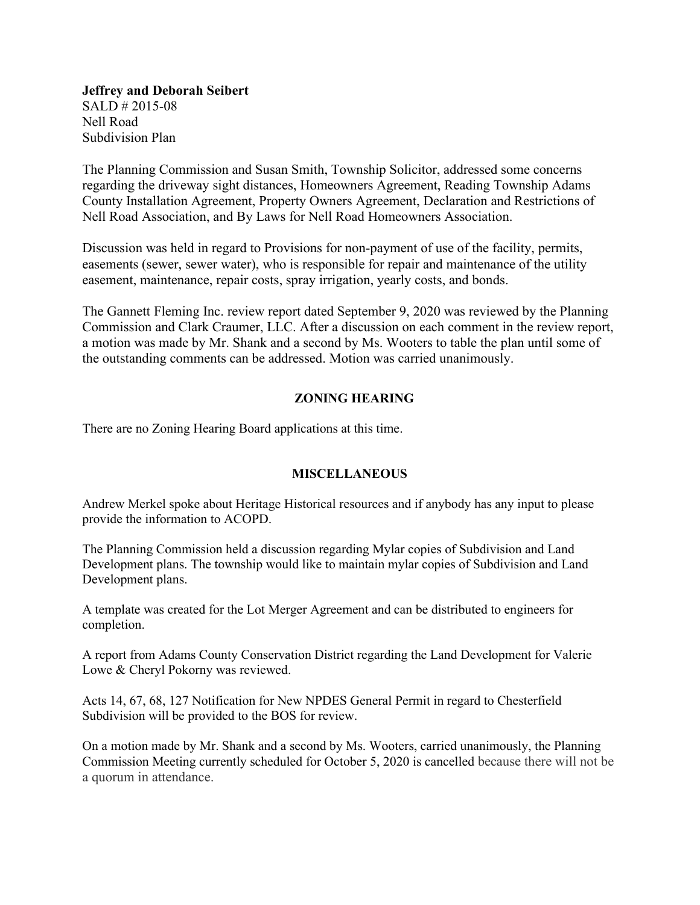**Jeffrey and Deborah Seibert**
SALD # 2015-08
Nell Road
Subdivision Plan

The Planning Commission and Susan Smith, Township Solicitor, addressed some concerns regarding the driveway sight distances, Homeowners Agreement, Reading Township Adams County Installation Agreement, Property Owners Agreement, Declaration and Restrictions of Nell Road Association, and By Laws for Nell Road Homeowners Association.

Discussion was held in regard to Provisions for non-payment of use of the facility, permits, easements (sewer, sewer water), who is responsible for repair and maintenance of the utility easement, maintenance, repair costs, spray irrigation, yearly costs, and bonds.

The Gannett Fleming Inc. review report dated September 9, 2020 was reviewed by the Planning Commission and Clark Craumer, LLC. After a discussion on each comment in the review report, a motion was made by Mr. Shank and a second by Ms. Wooters to table the plan until some of the outstanding comments can be addressed. Motion was carried unanimously.

## ZONING HEARING

There are no Zoning Hearing Board applications at this time.

## MISCELLANEOUS

Andrew Merkel spoke about Heritage Historical resources and if anybody has any input to please provide the information to ACOPD.

The Planning Commission held a discussion regarding Mylar copies of Subdivision and Land Development plans. The township would like to maintain mylar copies of Subdivision and Land Development plans.

A template was created for the Lot Merger Agreement and can be distributed to engineers for completion.

A report from Adams County Conservation District regarding the Land Development for Valerie Lowe & Cheryl Pokorny was reviewed.

Acts 14, 67, 68, 127 Notification for New NPDES General Permit in regard to Chesterfield Subdivision will be provided to the BOS for review.

On a motion made by Mr. Shank and a second by Ms. Wooters, carried unanimously, the Planning Commission Meeting currently scheduled for October 5, 2020 is cancelled because there will not be a quorum in attendance.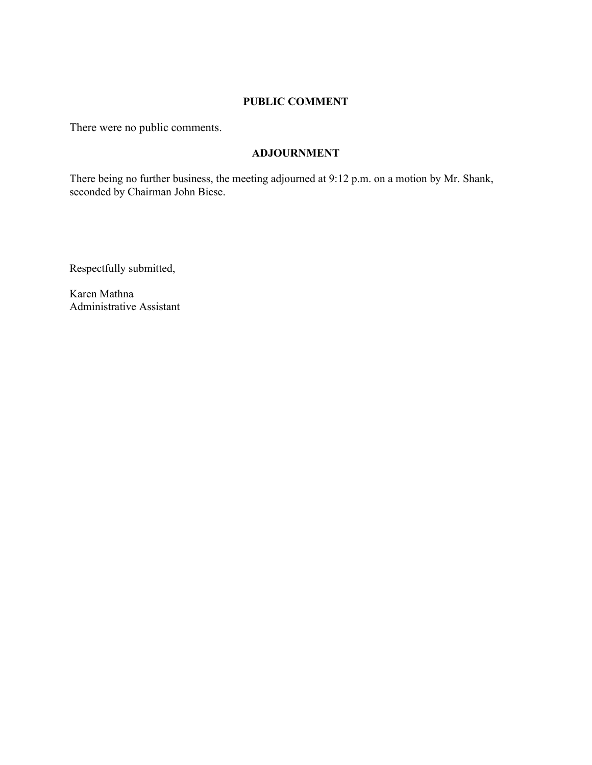## PUBLIC COMMENT

There were no public comments.

## ADJOURNMENT

There being no further business, the meeting adjourned at 9:12 p.m. on a motion by Mr. Shank, seconded by Chairman John Biese.

Respectfully submitted,

Karen Mathna
Administrative Assistant